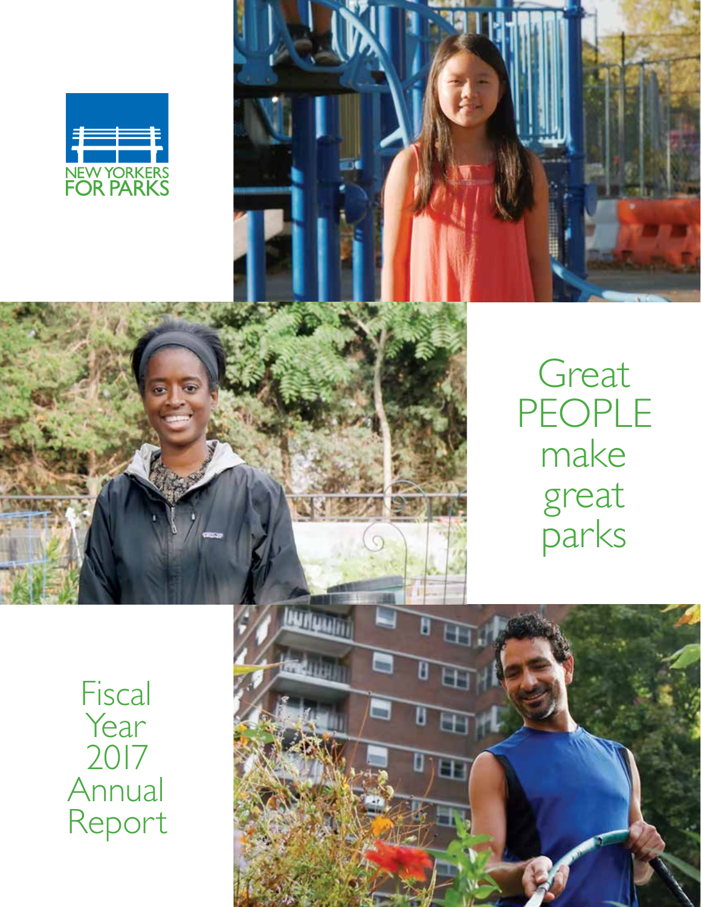NEW YORKERS FOR PARKS

# Great PEOPLE make great parks

## Fiscal Year 2017 Annual Report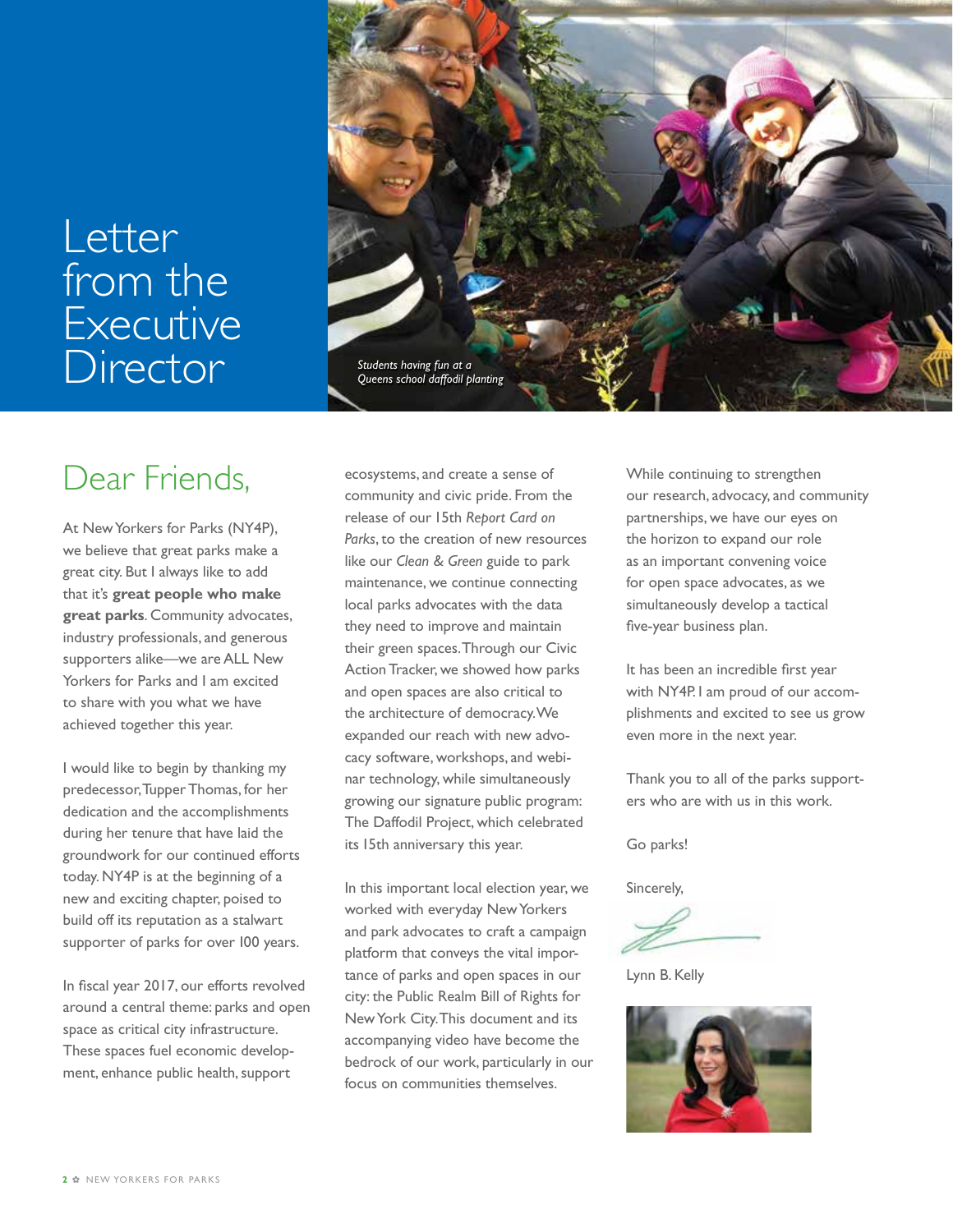# Letter from the Executive Director

Students having fun at a Queens school daffodil planting

## Dear Friends,

At New Yorkers for Parks (NY4P), we believe that great parks make a great city. But I always like to add that it's **great people who make great parks**. Community advocates, industry professionals, and generous supporters alike—we are ALL New Yorkers for Parks and I am excited to share with you what we have achieved together this year.

I would like to begin by thanking my predecessor, Tupper Thomas, for her dedication and the accomplishments during her tenure that have laid the groundwork for our continued efforts today. NY4P is at the beginning of a new and exciting chapter, poised to build off its reputation as a stalwart supporter of parks for over 100 years.

In fiscal year 2017, our efforts revolved around a central theme: parks and open space as critical city infrastructure. These spaces fuel economic development, enhance public health, support ecosystems, and create a sense of community and civic pride. From the release of our 15th *Report Card on Parks*, to the creation of new resources like our *Clean & Green* guide to park maintenance, we continue connecting local parks advocates with the data they need to improve and maintain their green spaces. Through our Civic Action Tracker, we showed how parks and open spaces are also critical to the architecture of democracy. We expanded our reach with new advocacy software, workshops, and webinar technology, while simultaneously growing our signature public program: The Daffodil Project, which celebrated its 15th anniversary this year.

In this important local election year, we worked with everyday New Yorkers and park advocates to craft a campaign platform that conveys the vital importance of parks and open spaces in our city: the Public Realm Bill of Rights for New York City. This document and its accompanying video have become the bedrock of our work, particularly in our focus on communities themselves.

While continuing to strengthen our research, advocacy, and community partnerships, we have our eyes on the horizon to expand our role as an important convening voice for open space advocates, as we simultaneously develop a tactical five-year business plan.

It has been an incredible first year with NY4P. I am proud of our accomplishments and excited to see us grow even more in the next year.

Thank you to all of the parks supporters who are with us in this work.

Go parks!

Sincerely,

Lynn B. Kelly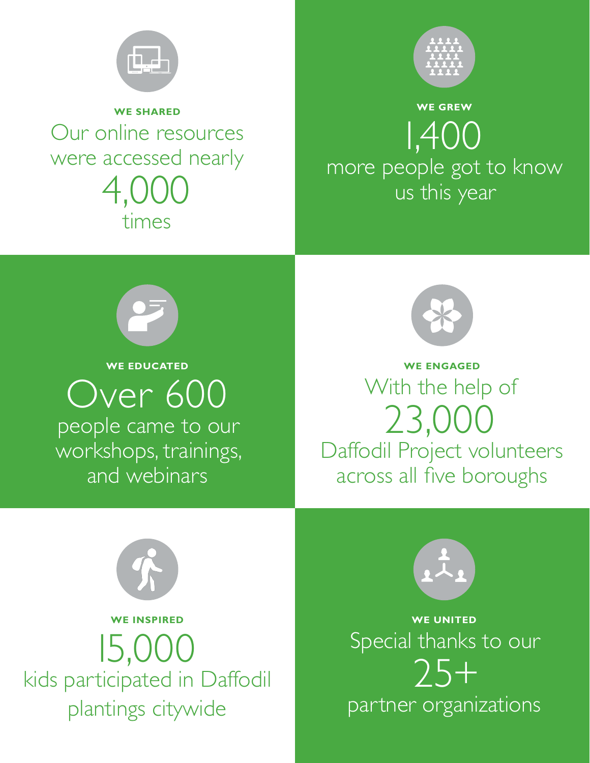**WE SHARED**

Our online resources were accessed nearly

4,000

times

**WE GREW**

1,400

more people got to know us this year

**WE EDUCATED**

Over 600

people came to our workshops, trainings, and webinars

**WE ENGAGED**

With the help of

23,000

Daffodil Project volunteers across all five boroughs

**WE INSPIRED**

15,000

kids participated in Daffodil plantings citywide

**WE UNITED**

Special thanks to our

25+

partner organizations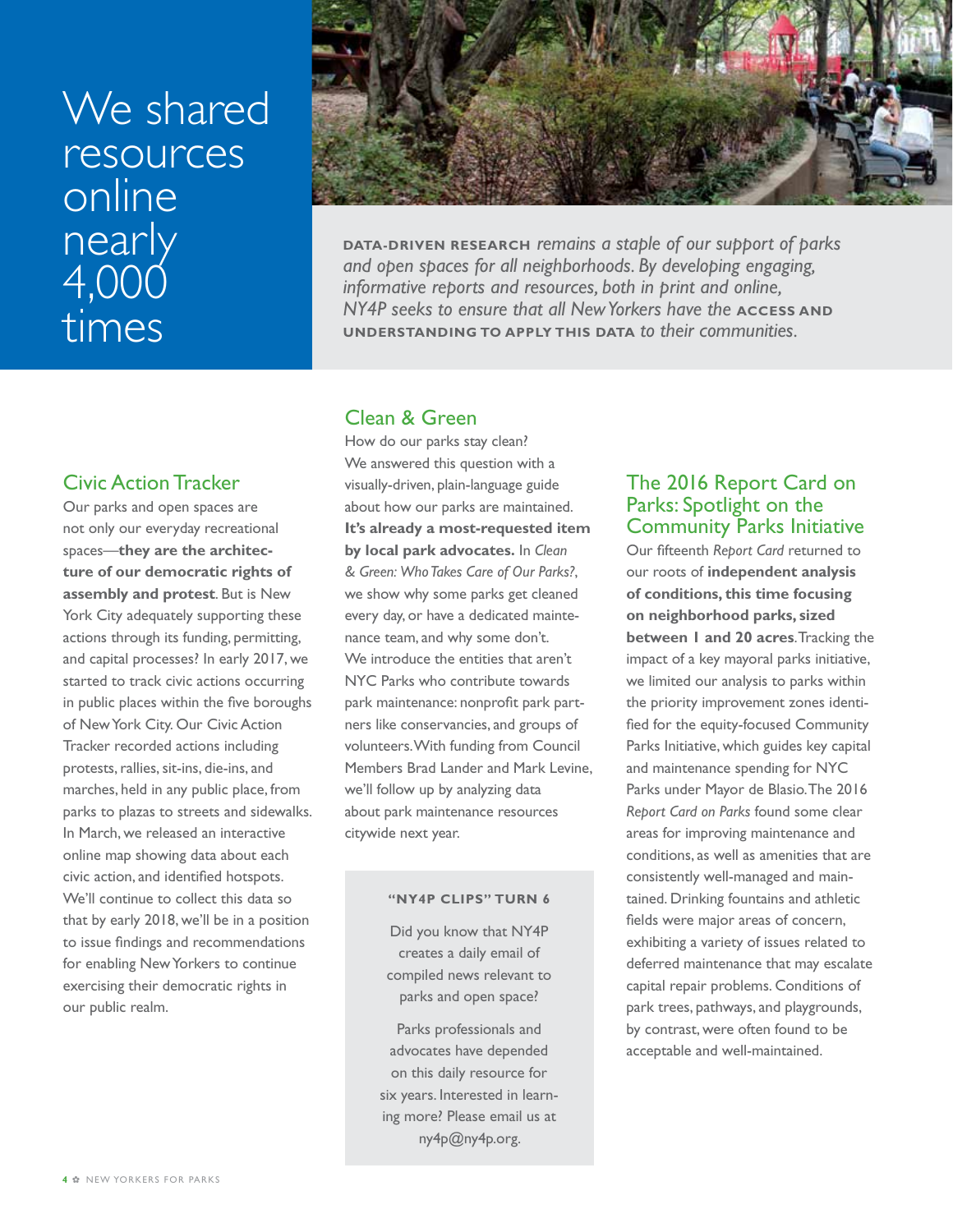# We shared resources online nearly 4,000 times

**DATA-DRIVEN RESEARCH** *remains a staple of our support of parks and open spaces for all neighborhoods. By developing engaging, informative reports and resources, both in print and online, NY4P seeks to ensure that all New Yorkers have the* **ACCESS AND UNDERSTANDING TO APPLY THIS DATA** *to their communities.*

## Civic Action Tracker

Our parks and open spaces are not only our everyday recreational spaces—**they are the architecture of our democratic rights of assembly and protest**. But is New York City adequately supporting these actions through its funding, permitting, and capital processes? In early 2017, we started to track civic actions occurring in public places within the five boroughs of New York City. Our Civic Action Tracker recorded actions including protests, rallies, sit-ins, die-ins, and marches, held in any public place, from parks to plazas to streets and sidewalks. In March, we released an interactive online map showing data about each civic action, and identified hotspots. We'll continue to collect this data so that by early 2018, we'll be in a position to issue findings and recommendations for enabling New Yorkers to continue exercising their democratic rights in our public realm.

## Clean & Green

How do our parks stay clean? We answered this question with a visually-driven, plain-language guide about how our parks are maintained. **It's already a most-requested item by local park advocates.** In *Clean & Green: Who Takes Care of Our Parks?*, we show why some parks get cleaned every day, or have a dedicated maintenance team, and why some don't. We introduce the entities that aren't NYC Parks who contribute towards park maintenance: nonprofit park partners like conservancies, and groups of volunteers. With funding from Council Members Brad Lander and Mark Levine, we'll follow up by analyzing data about park maintenance resources citywide next year.

> **"NY4P CLIPS" TURN 6**
>
> Did you know that NY4P creates a daily email of compiled news relevant to parks and open space?
>
> Parks professionals and advocates have depended on this daily resource for six years. Interested in learning more? Please email us at ny4p@ny4p.org.

## The 2016 Report Card on Parks: Spotlight on the Community Parks Initiative

Our fifteenth *Report Card* returned to our roots of **independent analysis of conditions, this time focusing on neighborhood parks, sized between 1 and 20 acres**. Tracking the impact of a key mayoral parks initiative, we limited our analysis to parks within the priority improvement zones identified for the equity-focused Community Parks Initiative, which guides key capital and maintenance spending for NYC Parks under Mayor de Blasio. The 2016 *Report Card on Parks* found some clear areas for improving maintenance and conditions, as well as amenities that are consistently well-managed and maintained. Drinking fountains and athletic fields were major areas of concern, exhibiting a variety of issues related to deferred maintenance that may escalate capital repair problems. Conditions of park trees, pathways, and playgrounds, by contrast, were often found to be acceptable and well-maintained.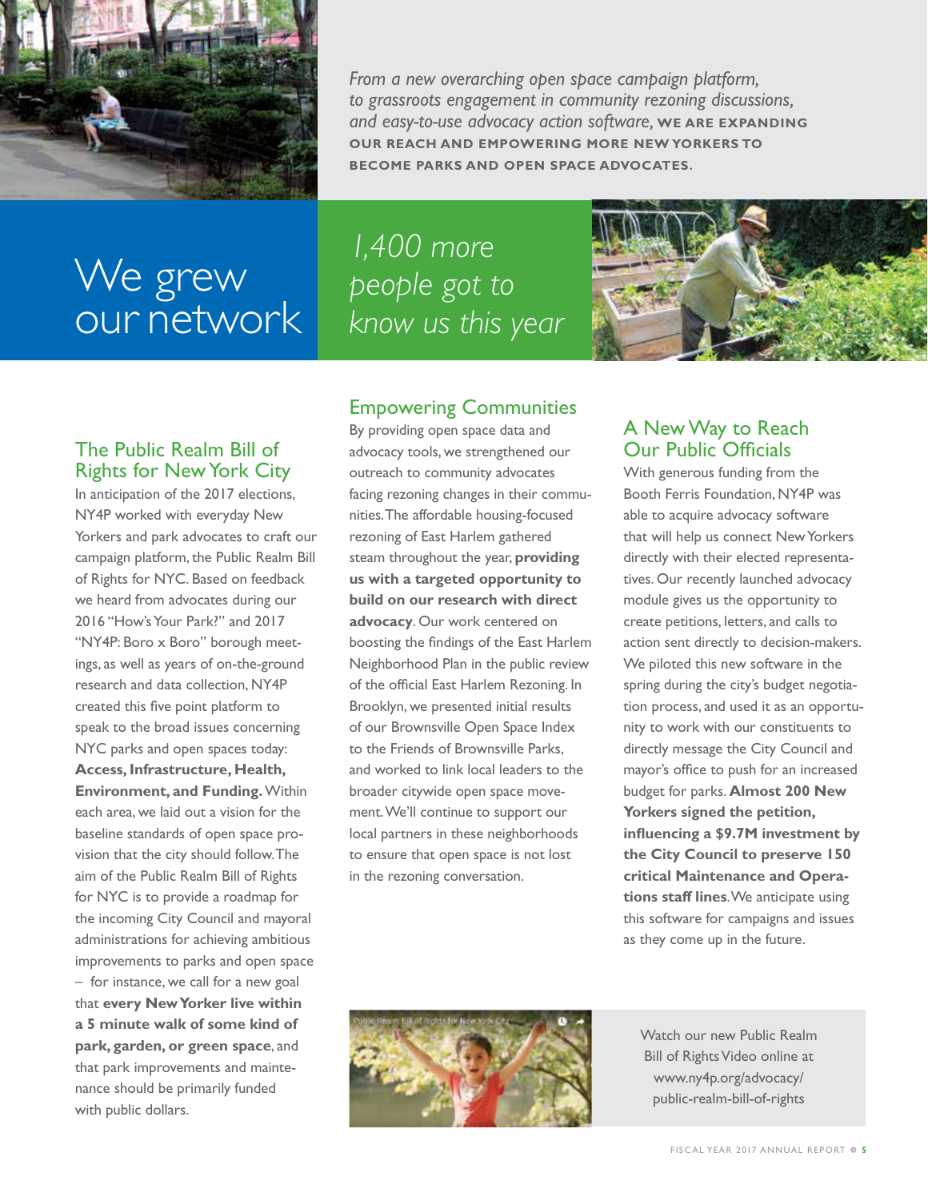*From a new overarching open space campaign platform, to grassroots engagement in community rezoning discussions, and easy-to-use advocacy action software,* **WE ARE EXPANDING OUR REACH AND EMPOWERING MORE NEW YORKERS TO BECOME PARKS AND OPEN SPACE ADVOCATES.**

# We grew our network

*1,400 more people got to know us this year*

## The Public Realm Bill of Rights for New York City

In anticipation of the 2017 elections, NY4P worked with everyday New Yorkers and park advocates to craft our campaign platform, the Public Realm Bill of Rights for NYC. Based on feedback we heard from advocates during our 2016 "How's Your Park?" and 2017 "NY4P: Boro x Boro" borough meetings, as well as years of on-the-ground research and data collection, NY4P created this five point platform to speak to the broad issues concerning NYC parks and open spaces today: **Access, Infrastructure, Health, Environment, and Funding.** Within each area, we laid out a vision for the baseline standards of open space provision that the city should follow. The aim of the Public Realm Bill of Rights for NYC is to provide a roadmap for the incoming City Council and mayoral administrations for achieving ambitious improvements to parks and open space – for instance, we call for a new goal that **every New Yorker live within a 5 minute walk of some kind of park, garden, or green space**, and that park improvements and maintenance should be primarily funded with public dollars.

## Empowering Communities

By providing open space data and advocacy tools, we strengthened our outreach to community advocates facing rezoning changes in their communities. The affordable housing-focused rezoning of East Harlem gathered steam throughout the year, **providing us with a targeted opportunity to build on our research with direct advocacy**. Our work centered on boosting the findings of the East Harlem Neighborhood Plan in the public review of the official East Harlem Rezoning. In Brooklyn, we presented initial results of our Brownsville Open Space Index to the Friends of Brownsville Parks, and worked to link local leaders to the broader citywide open space movement. We'll continue to support our local partners in these neighborhoods to ensure that open space is not lost in the rezoning conversation.

## A New Way to Reach Our Public Officials

With generous funding from the Booth Ferris Foundation, NY4P was able to acquire advocacy software that will help us connect New Yorkers directly with their elected representatives. Our recently launched advocacy module gives us the opportunity to create petitions, letters, and calls to action sent directly to decision-makers. We piloted this new software in the spring during the city's budget negotiation process, and used it as an opportunity to work with our constituents to directly message the City Council and mayor's office to push for an increased budget for parks. **Almost 200 New Yorkers signed the petition, influencing a $9.7M investment by the City Council to preserve 150 critical Maintenance and Operations staff lines**. We anticipate using this software for campaigns and issues as they come up in the future.

Watch our new Public Realm Bill of Rights Video online at www.ny4p.org/advocacy/public-realm-bill-of-rights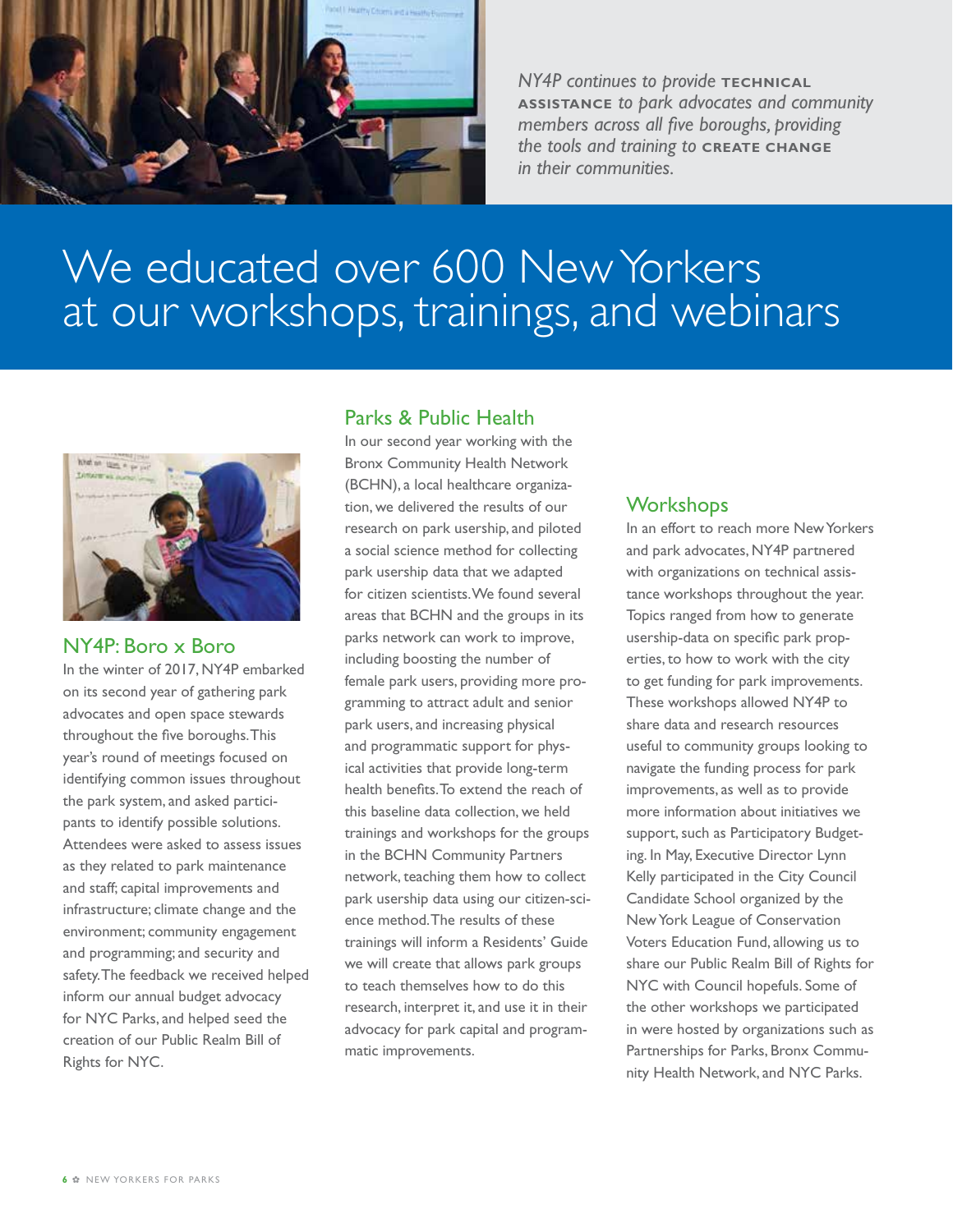*NY4P continues to provide* **TECHNICAL ASSISTANCE** *to park advocates and community members across all five boroughs, providing the tools and training to* **CREATE CHANGE** *in their communities.*

# We educated over 600 New Yorkers at our workshops, trainings, and webinars

## NY4P: Boro x Boro

In the winter of 2017, NY4P embarked on its second year of gathering park advocates and open space stewards throughout the five boroughs. This year's round of meetings focused on identifying common issues throughout the park system, and asked participants to identify possible solutions. Attendees were asked to assess issues as they related to park maintenance and staff; capital improvements and infrastructure; climate change and the environment; community engagement and programming; and security and safety. The feedback we received helped inform our annual budget advocacy for NYC Parks, and helped seed the creation of our Public Realm Bill of Rights for NYC.

## Parks & Public Health

In our second year working with the Bronx Community Health Network (BCHN), a local healthcare organization, we delivered the results of our research on park usership, and piloted a social science method for collecting park usership data that we adapted for citizen scientists. We found several areas that BCHN and the groups in its parks network can work to improve, including boosting the number of female park users, providing more programming to attract adult and senior park users, and increasing physical and programmatic support for physical activities that provide long-term health benefits. To extend the reach of this baseline data collection, we held trainings and workshops for the groups in the BCHN Community Partners network, teaching them how to collect park usership data using our citizen-science method. The results of these trainings will inform a Residents' Guide we will create that allows park groups to teach themselves how to do this research, interpret it, and use it in their advocacy for park capital and programmatic improvements.

## Workshops

In an effort to reach more New Yorkers and park advocates, NY4P partnered with organizations on technical assistance workshops throughout the year. Topics ranged from how to generate usership-data on specific park properties, to how to work with the city to get funding for park improvements. These workshops allowed NY4P to share data and research resources useful to community groups looking to navigate the funding process for park improvements, as well as to provide more information about initiatives we support, such as Participatory Budgeting. In May, Executive Director Lynn Kelly participated in the City Council Candidate School organized by the New York League of Conservation Voters Education Fund, allowing us to share our Public Realm Bill of Rights for NYC with Council hopefuls. Some of the other workshops we participated in were hosted by organizations such as Partnerships for Parks, Bronx Community Health Network, and NYC Parks.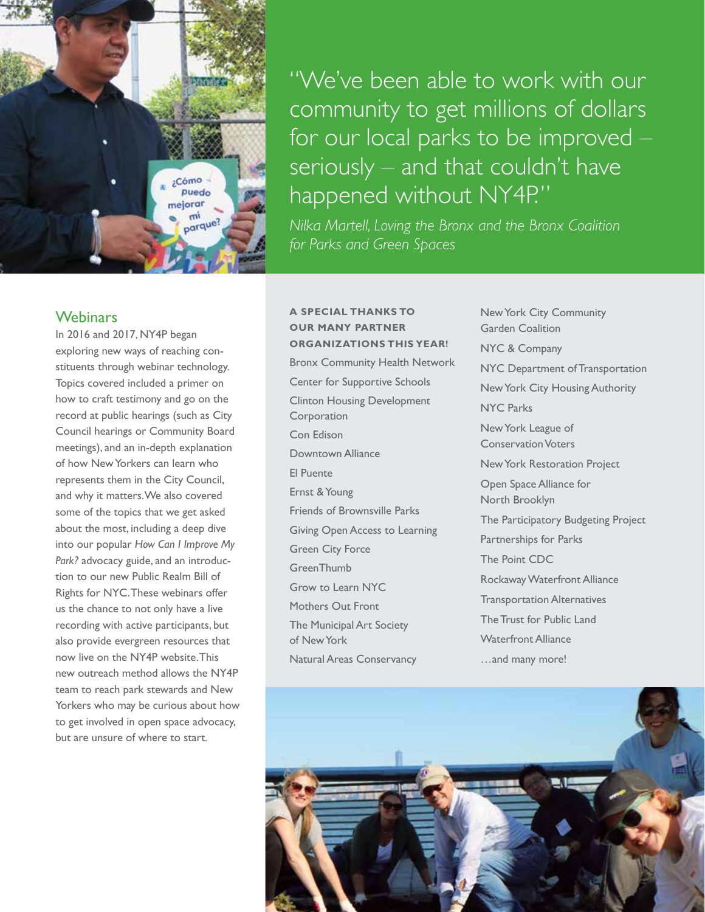"We've been able to work with our community to get millions of dollars for our local parks to be improved – seriously – and that couldn't have happened without NY4P."

*Nilka Martell, Loving the Bronx and the Bronx Coalition for Parks and Green Spaces*

## Webinars

In 2016 and 2017, NY4P began exploring new ways of reaching constituents through webinar technology. Topics covered included a primer on how to craft testimony and go on the record at public hearings (such as City Council hearings or Community Board meetings), and an in-depth explanation of how New Yorkers can learn who represents them in the City Council, and why it matters. We also covered some of the topics that we get asked about the most, including a deep dive into our popular *How Can I Improve My Park?* advocacy guide, and an introduction to our new Public Realm Bill of Rights for NYC. These webinars offer us the chance to not only have a live recording with active participants, but also provide evergreen resources that now live on the NY4P website. This new outreach method allows the NY4P team to reach park stewards and New Yorkers who may be curious about how to get involved in open space advocacy, but are unsure of where to start.

**A SPECIAL THANKS TO OUR MANY PARTNER ORGANIZATIONS THIS YEAR!**

- Bronx Community Health Network
- Center for Supportive Schools
- Clinton Housing Development Corporation
- Con Edison
- Downtown Alliance
- El Puente
- Ernst & Young
- Friends of Brownsville Parks
- Giving Open Access to Learning
- Green City Force
- GreenThumb
- Grow to Learn NYC
- Mothers Out Front
- The Municipal Art Society of New York
- Natural Areas Conservancy
- New York City Community Garden Coalition
- NYC & Company
- NYC Department of Transportation
- New York City Housing Authority
- NYC Parks
- New York League of Conservation Voters
- New York Restoration Project
- Open Space Alliance for North Brooklyn
- The Participatory Budgeting Project
- Partnerships for Parks
- The Point CDC
- Rockaway Waterfront Alliance
- Transportation Alternatives
- The Trust for Public Land
- Waterfront Alliance
- …and many more!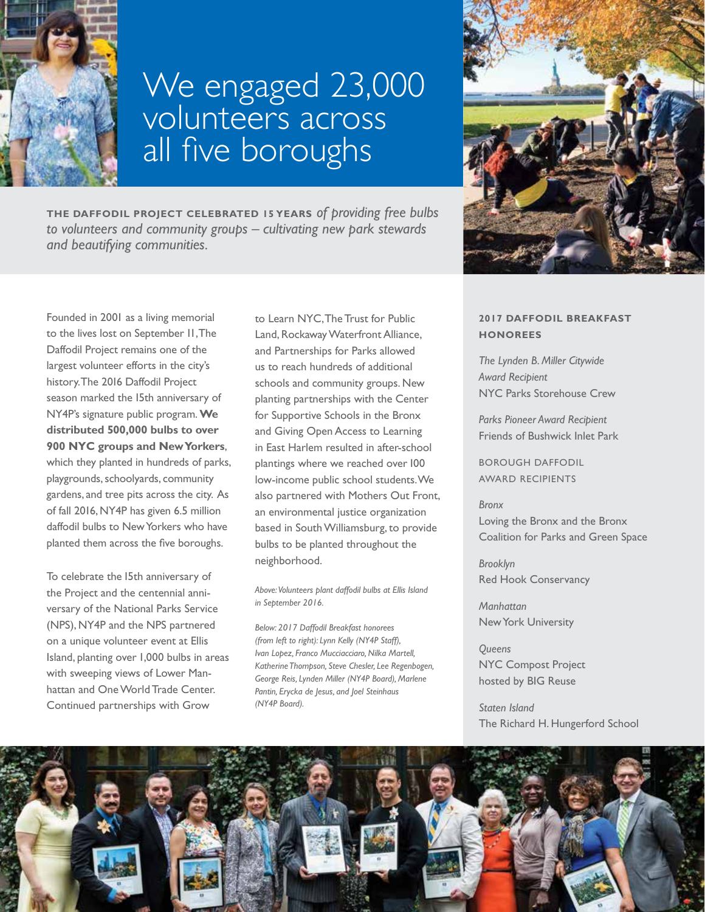# We engaged 23,000 volunteers across all five boroughs

**THE DAFFODIL PROJECT CELEBRATED 15 YEARS** *of providing free bulbs to volunteers and community groups – cultivating new park stewards and beautifying communities.*

Founded in 2001 as a living memorial to the lives lost on September 11, The Daffodil Project remains one of the largest volunteer efforts in the city's history. The 2016 Daffodil Project season marked the 15th anniversary of NY4P's signature public program. **We distributed 500,000 bulbs to over 900 NYC groups and New Yorkers**, which they planted in hundreds of parks, playgrounds, schoolyards, community gardens, and tree pits across the city. As of fall 2016, NY4P has given 6.5 million daffodil bulbs to New Yorkers who have planted them across the five boroughs.

To celebrate the 15th anniversary of the Project and the centennial anniversary of the National Parks Service (NPS), NY4P and the NPS partnered on a unique volunteer event at Ellis Island, planting over 1,000 bulbs in areas with sweeping views of Lower Manhattan and One World Trade Center. Continued partnerships with Grow to Learn NYC, The Trust for Public Land, Rockaway Waterfront Alliance, and Partnerships for Parks allowed us to reach hundreds of additional schools and community groups. New planting partnerships with the Center for Supportive Schools in the Bronx and Giving Open Access to Learning in East Harlem resulted in after-school plantings where we reached over 100 low-income public school students. We also partnered with Mothers Out Front, an environmental justice organization based in South Williamsburg, to provide bulbs to be planted throughout the neighborhood.

*Above: Volunteers plant daffodil bulbs at Ellis Island in September 2016.*

*Below: 2017 Daffodil Breakfast honorees (from left to right): Lynn Kelly (NY4P Staff), Ivan Lopez, Franco Mucciaciaro, Nilka Martell, Katherine Thompson, Steve Chesler, Lee Regenbogen, George Reis, Lynden Miller (NY4P Board), Marlene Pantin, Erycka de Jesus, and Joel Steinhaus (NY4P Board).*

**2017 DAFFODIL BREAKFAST HONOREES**

*The Lynden B. Miller Citywide Award Recipient*
NYC Parks Storehouse Crew

*Parks Pioneer Award Recipient*
Friends of Bushwick Inlet Park

BOROUGH DAFFODIL AWARD RECIPIENTS

*Bronx*
Loving the Bronx and the Bronx Coalition for Parks and Green Space

*Brooklyn*
Red Hook Conservancy

*Manhattan*
New York University

*Queens*
NYC Compost Project hosted by BIG Reuse

*Staten Island*
The Richard H. Hungerford School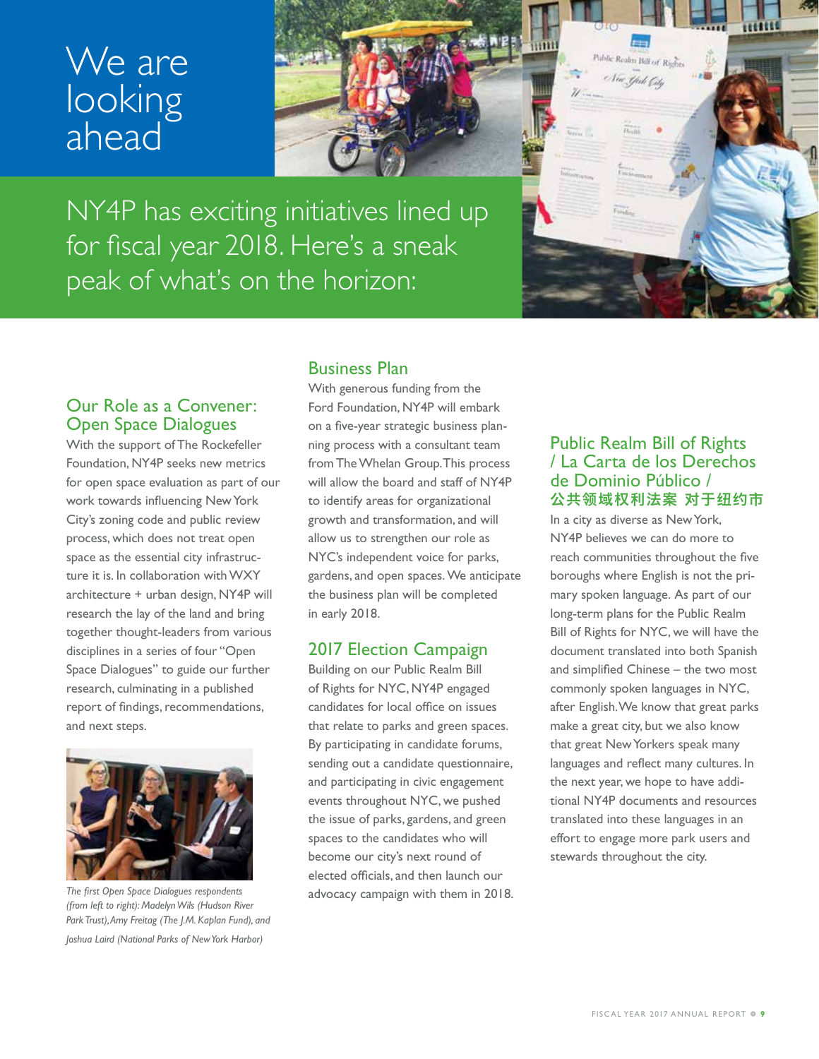# We are looking ahead

NY4P has exciting initiatives lined up for fiscal year 2018. Here's a sneak peak of what's on the horizon:

## Our Role as a Convener: Open Space Dialogues

With the support of The Rockefeller Foundation, NY4P seeks new metrics for open space evaluation as part of our work towards influencing New York City's zoning code and public review process, which does not treat open space as the essential city infrastructure it is. In collaboration with WXY architecture + urban design, NY4P will research the lay of the land and bring together thought-leaders from various disciplines in a series of four "Open Space Dialogues" to guide our further research, culminating in a published report of findings, recommendations, and next steps.

*The first Open Space Dialogues respondents (from left to right): Madelyn Wils (Hudson River Park Trust), Amy Freitag (The J.M. Kaplan Fund), and Joshua Laird (National Parks of New York Harbor)*

## Business Plan

With generous funding from the Ford Foundation, NY4P will embark on a five-year strategic business planning process with a consultant team from The Whelan Group. This process will allow the board and staff of NY4P to identify areas for organizational growth and transformation, and will allow us to strengthen our role as NYC's independent voice for parks, gardens, and open spaces. We anticipate the business plan will be completed in early 2018.

## 2017 Election Campaign

Building on our Public Realm Bill of Rights for NYC, NY4P engaged candidates for local office on issues that relate to parks and green spaces. By participating in candidate forums, sending out a candidate questionnaire, and participating in civic engagement events throughout NYC, we pushed the issue of parks, gardens, and green spaces to the candidates who will become our city's next round of elected officials, and then launch our advocacy campaign with them in 2018.

## Public Realm Bill of Rights / La Carta de los Derechos de Dominio Público / 公共领域权利法案 对于纽约市

In a city as diverse as New York, NY4P believes we can do more to reach communities throughout the five boroughs where English is not the primary spoken language. As part of our long-term plans for the Public Realm Bill of Rights for NYC, we will have the document translated into both Spanish and simplified Chinese – the two most commonly spoken languages in NYC, after English. We know that great parks make a great city, but we also know that great New Yorkers speak many languages and reflect many cultures. In the next year, we hope to have additional NY4P documents and resources translated into these languages in an effort to engage more park users and stewards throughout the city.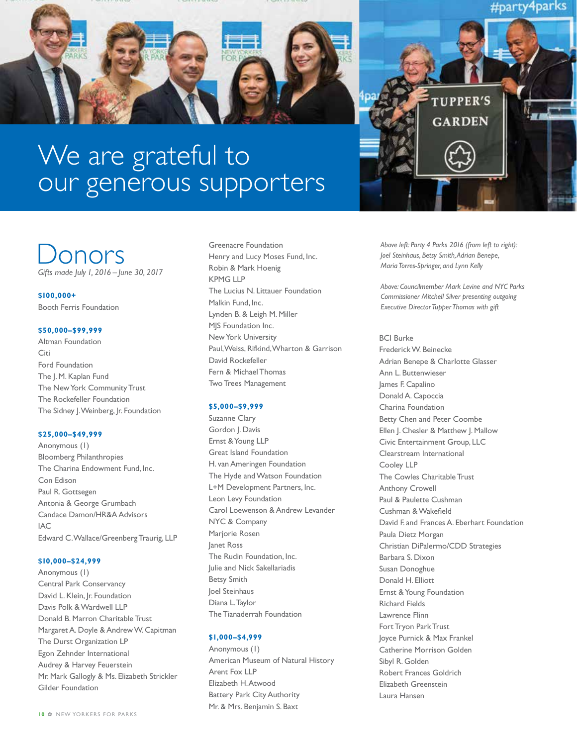# We are grateful to our generous supporters

*Above left: Party 4 Parks 2016 (from left to right): Joel Steinhaus, Betsy Smith, Adrian Benepe, Maria Torres-Springer, and Lynn Kelly*

*Above: Councilmember Mark Levine and NYC Parks Commissioner Mitchell Silver presenting outgoing Executive Director Tupper Thomas with gift*

## Donors

*Gifts made July 1, 2016 – June 30, 2017*

**$100,000+**

Booth Ferris Foundation

**$50,000–$99,999**

Altman Foundation
Citi
Ford Foundation
The J. M. Kaplan Fund
The New York Community Trust
The Rockefeller Foundation
The Sidney J. Weinberg, Jr. Foundation

**$25,000–$49,999**

Anonymous (1)
Bloomberg Philanthropies
The Charina Endowment Fund, Inc.
Con Edison
Paul R. Gottsegen
Antonia & George Grumbach
Candace Damon/HR&A Advisors
IAC
Edward C. Wallace/Greenberg Traurig, LLP

**$10,000–$24,999**

Anonymous (1)
Central Park Conservancy
David L. Klein, Jr. Foundation
Davis Polk & Wardwell LLP
Donald B. Marron Charitable Trust
Margaret A. Doyle & Andrew W. Capitman
The Durst Organization LP
Egon Zehnder International
Audrey & Harvey Feuerstein
Mr. Mark Gallogly & Ms. Elizabeth Strickler
Gilder Foundation
Greenacre Foundation
Henry and Lucy Moses Fund, Inc.
Robin & Mark Hoenig
KPMG LLP
The Lucius N. Littauer Foundation
Malkin Fund, Inc.
Lynden B. & Leigh M. Miller
MJS Foundation Inc.
New York University
Paul, Weiss, Rifkind, Wharton & Garrison
David Rockefeller
Fern & Michael Thomas
Two Trees Management

**$5,000–$9,999**

Suzanne Clary
Gordon J. Davis
Ernst & Young LLP
Great Island Foundation
H. van Ameringen Foundation
The Hyde and Watson Foundation
L+M Development Partners, Inc.
Leon Levy Foundation
Carol Loewenson & Andrew Levander
NYC & Company
Marjorie Rosen
Janet Ross
The Rudin Foundation, Inc.
Julie and Nick Sakellariadis
Betsy Smith
Joel Steinhaus
Diana L. Taylor
The Tianaderrah Foundation

**$1,000–$4,999**

Anonymous (1)
American Museum of Natural History
Arent Fox LLP
Elizabeth H. Atwood
Battery Park City Authority
Mr. & Mrs. Benjamin S. Baxt
BCI Burke
Frederick W. Beinecke
Adrian Benepe & Charlotte Glasser
Ann L. Buttenwieser
James F. Capalino
Donald A. Capoccia
Charina Foundation
Betty Chen and Peter Coombe
Ellen J. Chesler & Matthew J. Mallow
Civic Entertainment Group, LLC
Clearstream International
Cooley LLP
The Cowles Charitable Trust
Anthony Crowell
Paul & Paulette Cushman
Cushman & Wakefield
David F. and Frances A. Eberhart Foundation
Paula Dietz Morgan
Christian DiPalermo/CDD Strategies
Barbara S. Dixon
Susan Donoghue
Donald H. Elliott
Ernst & Young Foundation
Richard Fields
Lawrence Flinn
Fort Tryon Park Trust
Joyce Purnick & Max Frankel
Catherine Morrison Golden
Sibyl R. Golden
Robert Frances Goldrich
Elizabeth Greenstein
Laura Hansen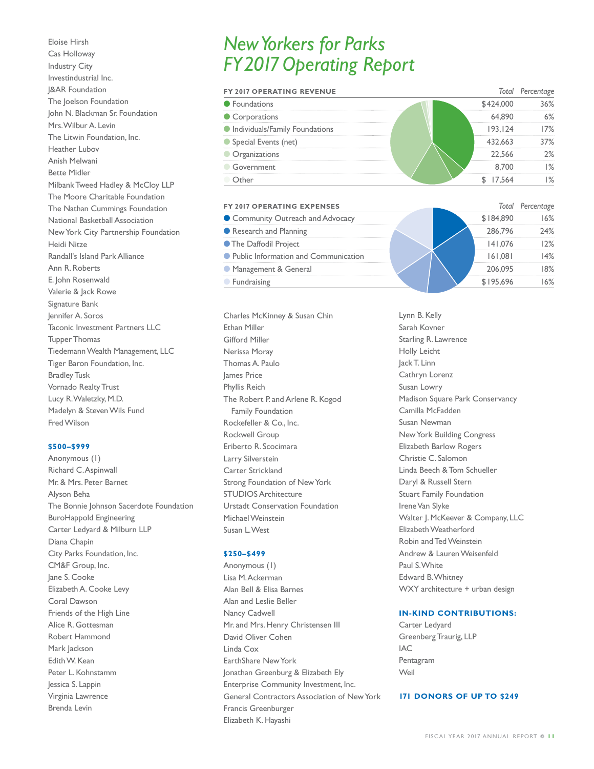Eloise Hirsh
Cas Holloway
Industry City
Investindustrial Inc.
J&AR Foundation
The Joelson Foundation
John N. Blackman Sr. Foundation
Mrs. Wilbur A. Levin
The Litwin Foundation, Inc.
Heather Lubov
Anish Melwani
Bette Midler
Milbank Tweed Hadley & McCloy LLP
The Moore Charitable Foundation
The Nathan Cummings Foundation
National Basketball Association
New York City Partnership Foundation
Heidi Nitze
Randall's Island Park Alliance
Ann R. Roberts
E. John Rosenwald
Valerie & Jack Rowe
Signature Bank
Jennifer A. Soros
Taconic Investment Partners LLC
Tupper Thomas
Tiedemann Wealth Management, LLC
Tiger Baron Foundation, Inc.
Bradley Tusk
Vornado Realty Trust
Lucy R. Waletzky, M.D.
Madelyn & Steven Wils Fund
Fred Wilson

**$500–$999**

Anonymous (1)
Richard C. Aspinwall
Mr. & Mrs. Peter Barnet
Alyson Beha
The Bonnie Johnson Sacerdote Foundation
BuroHappold Engineering
Carter Ledyard & Milburn LLP
Diana Chapin
City Parks Foundation, Inc.
CM&F Group, Inc.
Jane S. Cooke
Elizabeth A. Cooke Levy
Coral Dawson
Friends of the High Line
Alice R. Gottesman
Robert Hammond
Mark Jackson
Edith W. Kean
Peter L. Kohnstamm
Jessica S. Lappin
Virginia Lawrence
Brenda Levin

# New Yorkers for Parks FY 2017 Operating Report

| FY 2017 OPERATING REVENUE | Total | Percentage |
|---|---|---|
| Foundations | $424,000 | 36% |
| Corporations | 64,890 | 6% |
| Individuals/Family Foundations | 193,124 | 17% |
| Special Events (net) | 432,663 | 37% |
| Organizations | 22,566 | 2% |
| Government | 8,700 | 1% |
| Other | $ 17,564 | 1% |

| FY 2017 OPERATING EXPENSES | Total | Percentage |
|---|---|---|
| Community Outreach and Advocacy | $184,890 | 16% |
| Research and Planning | 286,796 | 24% |
| The Daffodil Project | 141,076 | 12% |
| Public Information and Communication | 161,081 | 14% |
| Management & General | 206,095 | 18% |
| Fundraising | $195,696 | 16% |

Charles McKinney & Susan Chin
Ethan Miller
Gifford Miller
Nerissa Moray
Thomas A. Paulo
James Price
Phyllis Reich
The Robert P. and Arlene R. Kogod Family Foundation
Rockefeller & Co., Inc.
Rockwell Group
Eriberto R. Scocimara
Larry Silverstein
Carter Strickland
Strong Foundation of New York
STUDIOS Architecture
Urstadt Conservation Foundation
Michael Weinstein
Susan L. West

**$250–$499**

Anonymous (1)
Lisa M. Ackerman
Alan Bell & Elisa Barnes
Alan and Leslie Beller
Nancy Cadwell
Mr. and Mrs. Henry Christensen III
David Oliver Cohen
Linda Cox
EarthShare New York
Jonathan Greenburg & Elizabeth Ely
Enterprise Community Investment, Inc.
General Contractors Association of New York
Francis Greenburger
Elizabeth K. Hayashi
Lynn B. Kelly
Sarah Kovner
Starling R. Lawrence
Holly Leicht
Jack T. Linn
Cathryn Lorenz
Susan Lowry
Madison Square Park Conservancy
Camilla McFadden
Susan Newman
New York Building Congress
Elizabeth Barlow Rogers
Christie C. Salomon
Linda Beech & Tom Schueller
Daryl & Russell Stern
Stuart Family Foundation
Irene Van Slyke
Walter J. McKeever & Company, LLC
Elizabeth Weatherford
Robin and Ted Weinstein
Andrew & Lauren Weisenfeld
Paul S. White
Edward B. Whitney
WXY architecture + urban design

**IN-KIND CONTRIBUTIONS:**

Carter Ledyard
Greenberg Traurig, LLP
IAC
Pentagram
Weil

**171 DONORS OF UP TO $249**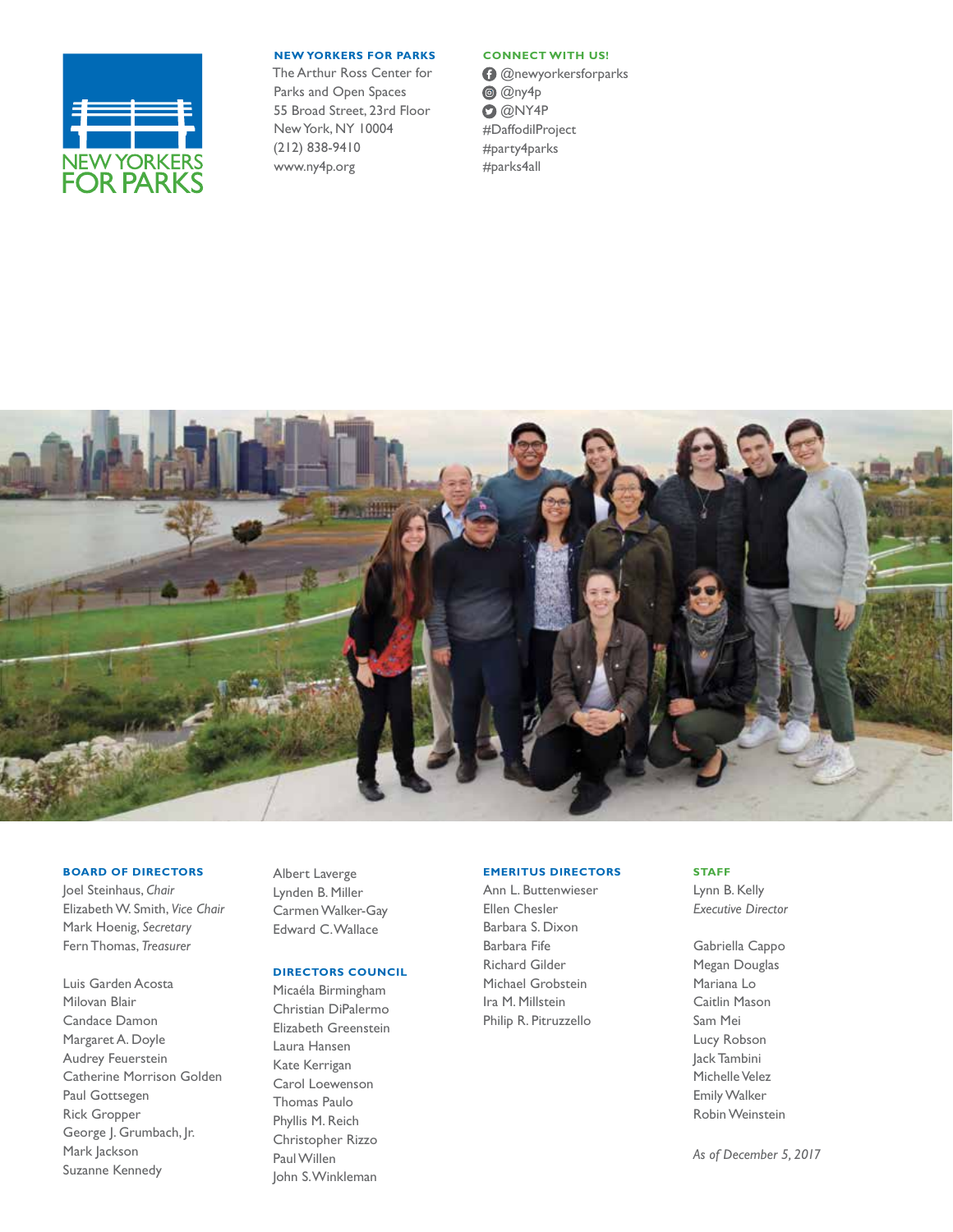NEW YORKERS FOR PARKS

**NEW YORKERS FOR PARKS**
The Arthur Ross Center for Parks and Open Spaces
55 Broad Street, 23rd Floor
New York, NY 10004
(212) 838-9410
www.ny4p.org

**CONNECT WITH US!**
@newyorkersforparks
@ny4p
@NY4P
#DaffodilProject
#party4parks
#parks4all

**BOARD OF DIRECTORS**

Joel Steinhaus, *Chair*
Elizabeth W. Smith, *Vice Chair*
Mark Hoenig, *Secretary*
Fern Thomas, *Treasurer*

Luis Garden Acosta
Milovan Blair
Candace Damon
Margaret A. Doyle
Audrey Feuerstein
Catherine Morrison Golden
Paul Gottsegen
Rick Gropper
George J. Grumbach, Jr.
Mark Jackson
Suzanne Kennedy
Albert Laverge
Lynden B. Miller
Carmen Walker-Gay
Edward C. Wallace

**DIRECTORS COUNCIL**

Micaéla Birmingham
Christian DiPalermo
Elizabeth Greenstein
Laura Hansen
Kate Kerrigan
Carol Loewenson
Thomas Paulo
Phyllis M. Reich
Christopher Rizzo
Paul Willen
John S. Winkleman

**EMERITUS DIRECTORS**

Ann L. Buttenwieser
Ellen Chesler
Barbara S. Dixon
Barbara Fife
Richard Gilder
Michael Grobstein
Ira M. Millstein
Philip R. Pitruzzello

**STAFF**

Lynn B. Kelly
*Executive Director*

Gabriella Cappo
Megan Douglas
Mariana Lo
Caitlin Mason
Sam Mei
Lucy Robson
Jack Tambini
Michelle Velez
Emily Walker
Robin Weinstein

*As of December 5, 2017*